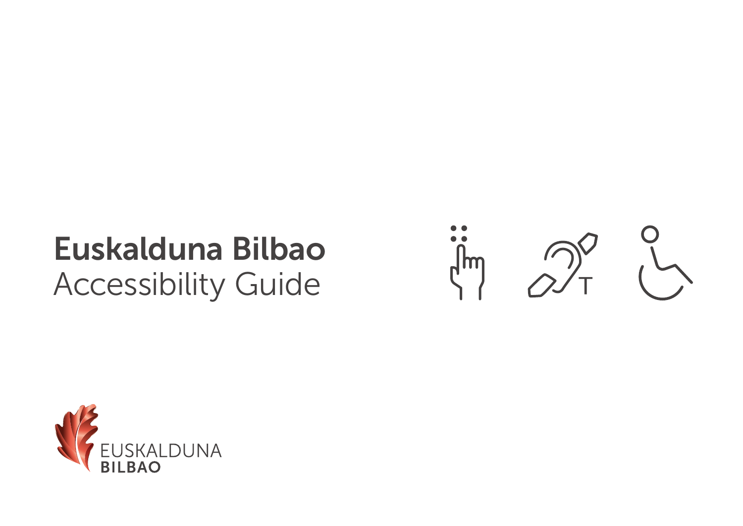# Euskalduna Bilbao

Accessibility Guide

EUSKALDUNA
BILBAO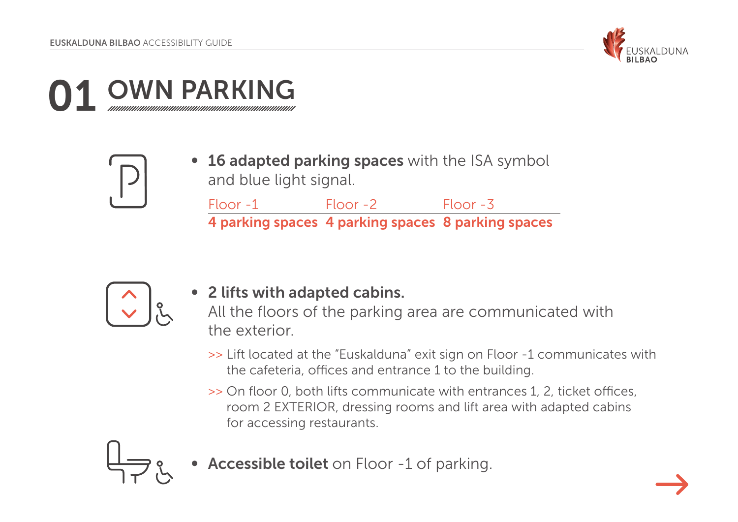# 01 OWN PARKING

- **16 adapted parking spaces** with the ISA symbol and blue light signal.

| Floor -1 | Floor -2 | Floor -3 |
| --- | --- | --- |
| **4 parking spaces** | **4 parking spaces** | **8 parking spaces** |

- **2 lifts with adapted cabins.**
  All the floors of the parking area are communicated with the exterior.

  >> Lift located at the "Euskalduna" exit sign on Floor -1 communicates with the cafeteria, offices and entrance 1 to the building.

  >> On floor 0, both lifts communicate with entrances 1, 2, ticket offices, room 2 EXTERIOR, dressing rooms and lift area with adapted cabins for accessing restaurants.

- **Accessible toilet** on Floor -1 of parking.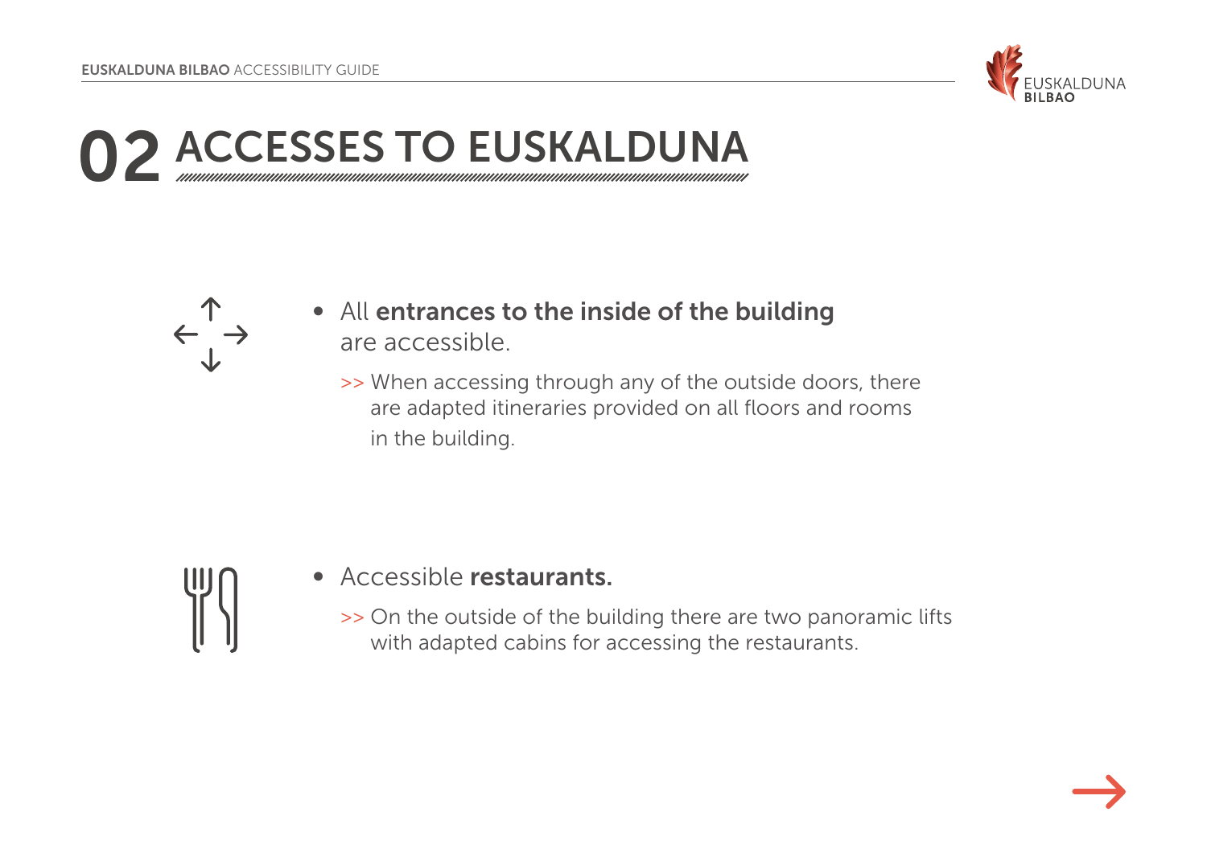# 02 ACCESSES TO EUSKALDUNA

- All **entrances to the inside of the building** are accessible.

  >> When accessing through any of the outside doors, there are adapted itineraries provided on all floors and rooms in the building.

- Accessible **restaurants.**

  >> On the outside of the building there are two panoramic lifts with adapted cabins for accessing the restaurants.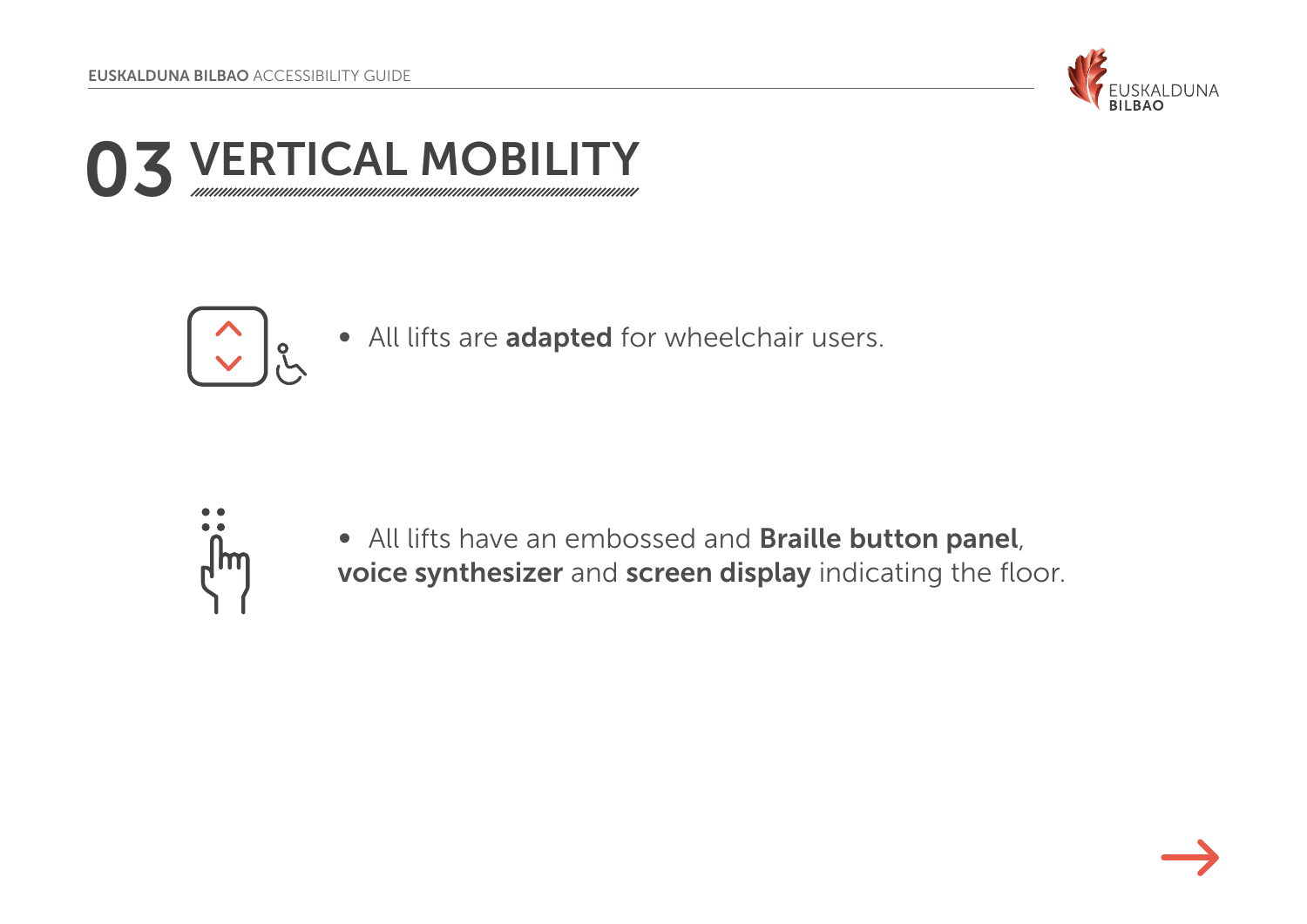# 03 VERTICAL MOBILITY

- All lifts are **adapted** for wheelchair users.

- All lifts have an embossed and **Braille button panel**, **voice synthesizer** and **screen display** indicating the floor.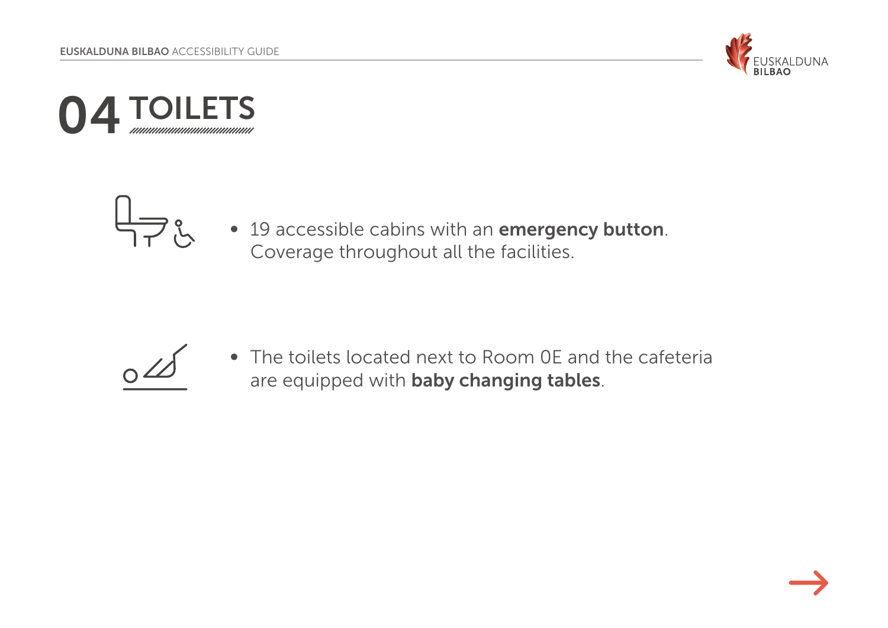# 04 TOILETS

- 19 accessible cabins with an **emergency button**. Coverage throughout all the facilities.

- The toilets located next to Room 0E and the cafeteria are equipped with **baby changing tables**.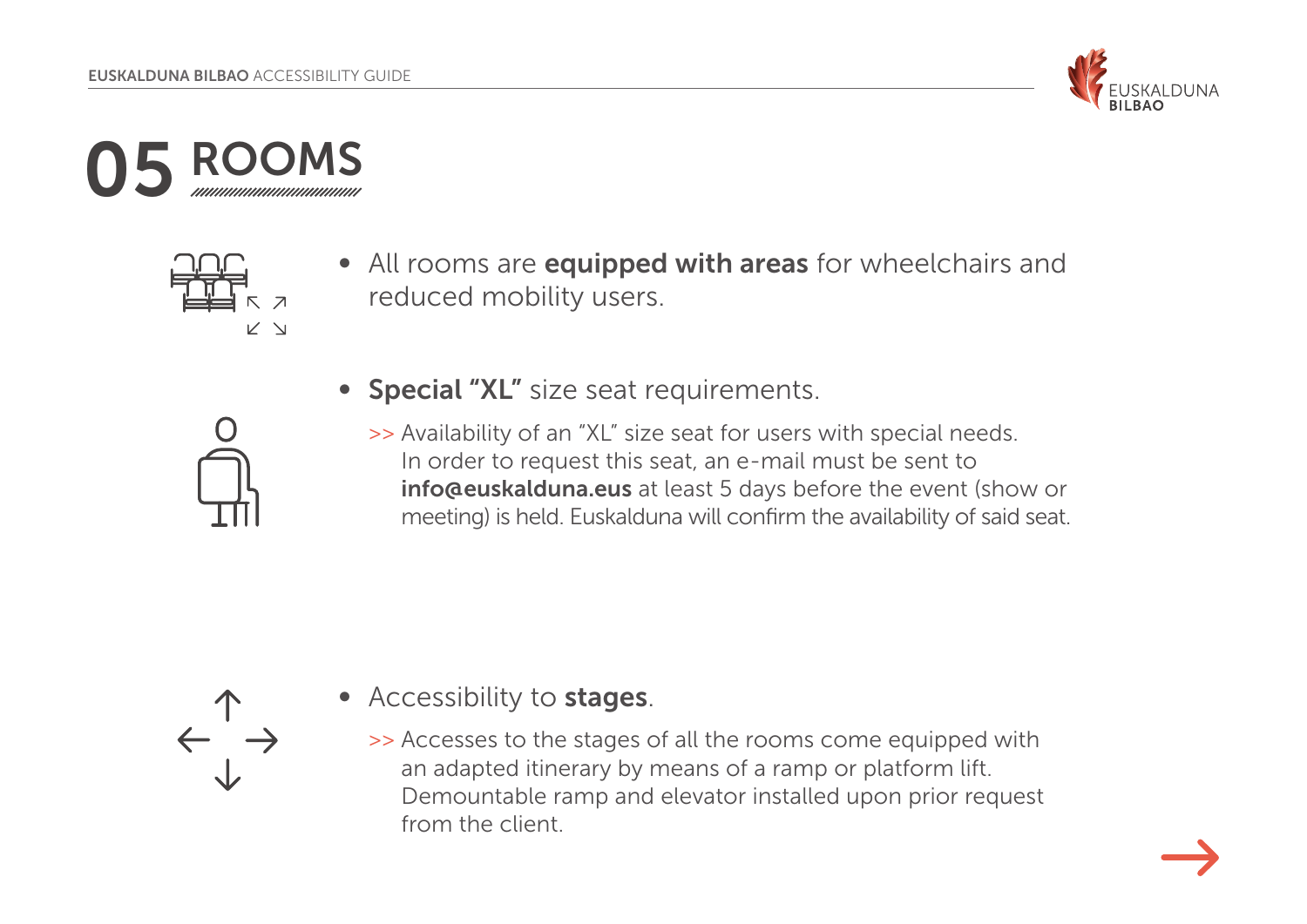# 05 ROOMS

- All rooms are **equipped with areas** for wheelchairs and reduced mobility users.

- **Special "XL"** size seat requirements.

  >> Availability of an "XL" size seat for users with special needs. In order to request this seat, an e-mail must be sent to **info@euskalduna.eus** at least 5 days before the event (show or meeting) is held. Euskalduna will confirm the availability of said seat.

- Accessibility to **stages**.

  >> Accesses to the stages of all the rooms come equipped with an adapted itinerary by means of a ramp or platform lift. Demountable ramp and elevator installed upon prior request from the client.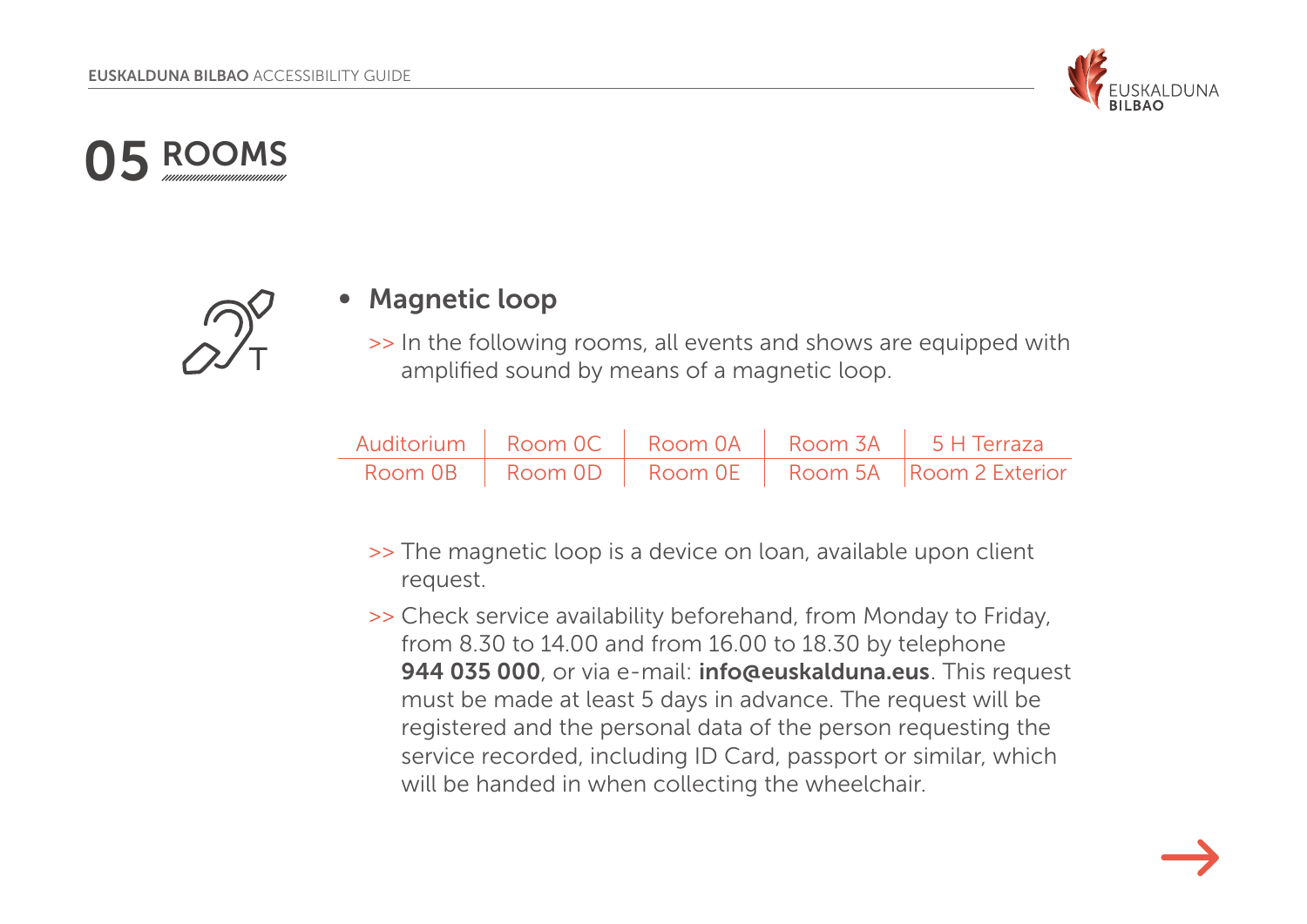# 05 ROOMS

- **Magnetic loop**

>> In the following rooms, all events and shows are equipped with amplified sound by means of a magnetic loop.

| Auditorium | Room 0C | Room 0A | Room 3A | 5 H Terraza |
|---|---|---|---|---|
| Room 0B | Room 0D | Room 0E | Room 5A | Room 2 Exterior |

>> The magnetic loop is a device on loan, available upon client request.

>> Check service availability beforehand, from Monday to Friday, from 8.30 to 14.00 and from 16.00 to 18.30 by telephone **944 035 000**, or via e-mail: **info@euskalduna.eus**. This request must be made at least 5 days in advance. The request will be registered and the personal data of the person requesting the service recorded, including ID Card, passport or similar, which will be handed in when collecting the wheelchair.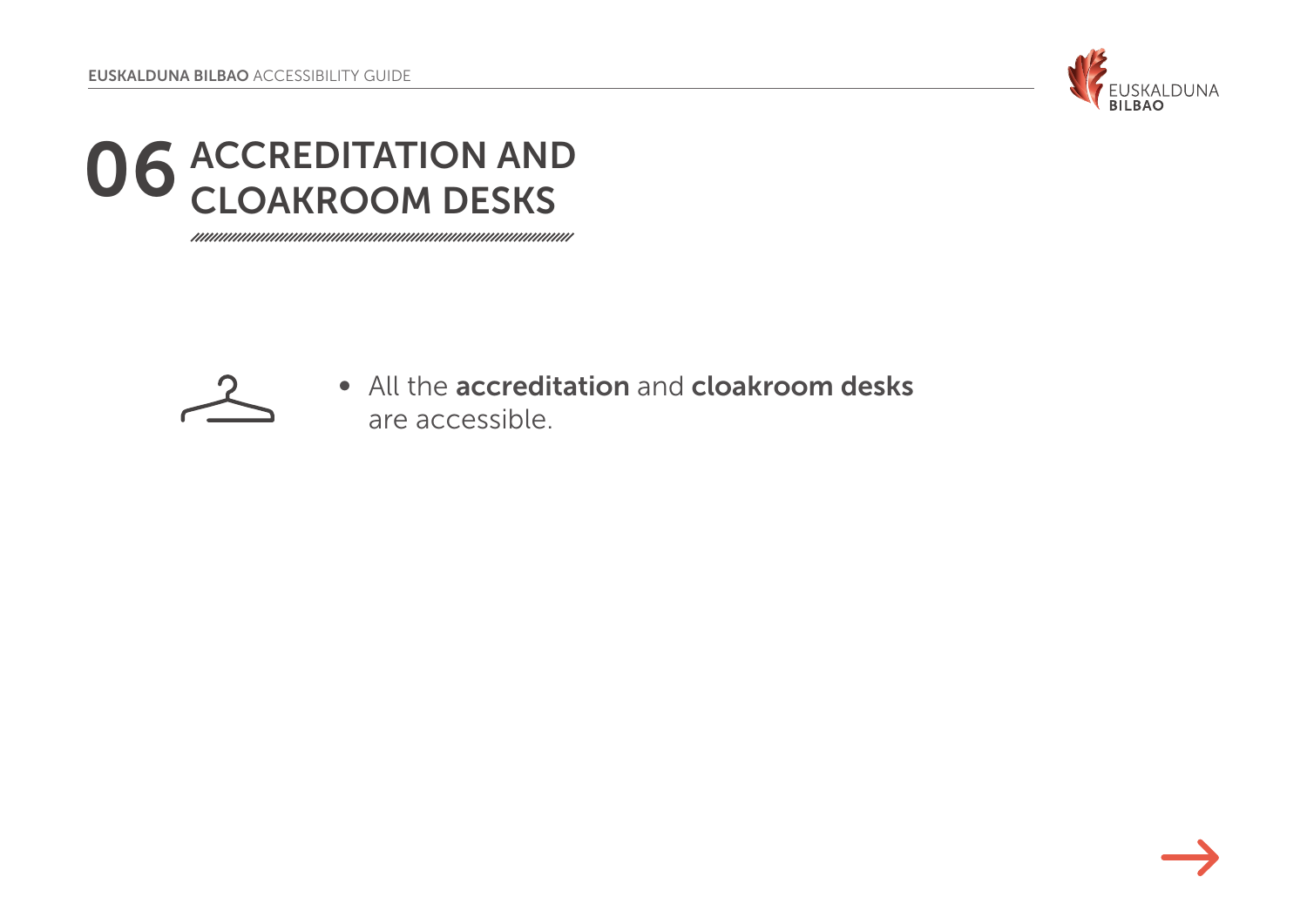# 06 ACCREDITATION AND CLOAKROOM DESKS

- All the **accreditation** and **cloakroom desks** are accessible.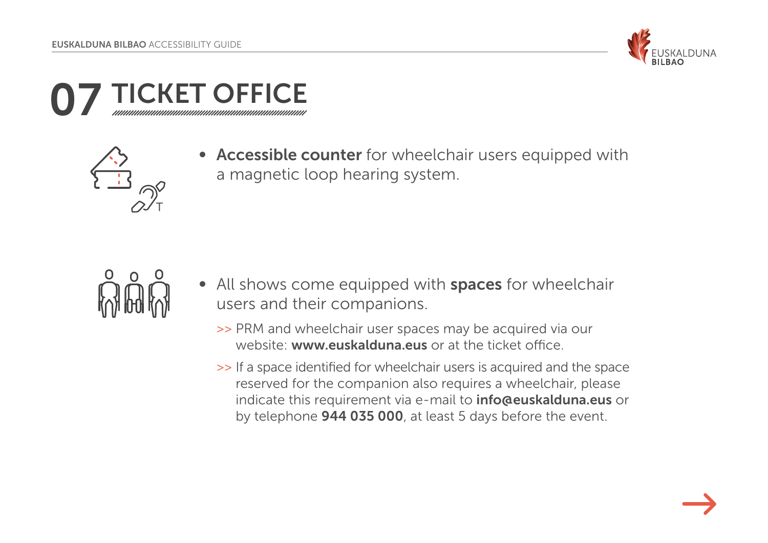# 07 TICKET OFFICE

- **Accessible counter** for wheelchair users equipped with a magnetic loop hearing system.

- All shows come equipped with **spaces** for wheelchair users and their companions.

  >> PRM and wheelchair user spaces may be acquired via our website: **www.euskalduna.eus** or at the ticket office.

  >> If a space identified for wheelchair users is acquired and the space reserved for the companion also requires a wheelchair, please indicate this requirement via e-mail to **info@euskalduna.eus** or by telephone **944 035 000**, at least 5 days before the event.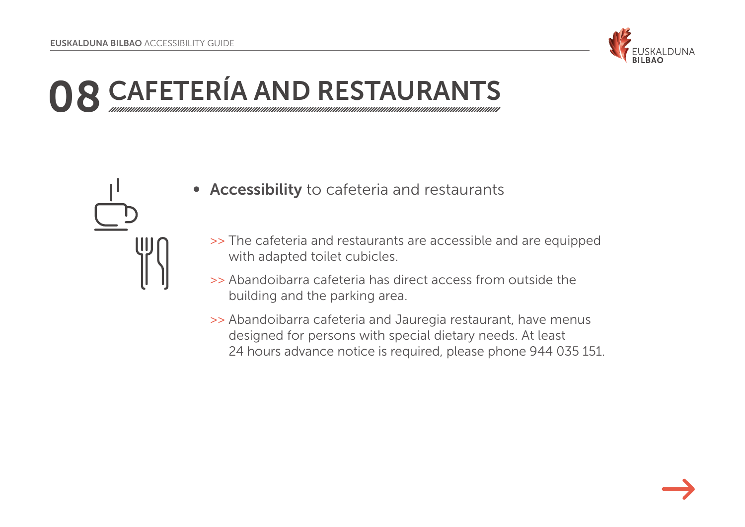# 08 CAFETERÍA AND RESTAURANTS

- **Accessibility** to cafeteria and restaurants

  >> The cafeteria and restaurants are accessible and are equipped with adapted toilet cubicles.

  >> Abandoibarra cafeteria has direct access from outside the building and the parking area.

  >> Abandoibarra cafeteria and Jauregia restaurant, have menus designed for persons with special dietary needs. At least 24 hours advance notice is required, please phone 944 035 151.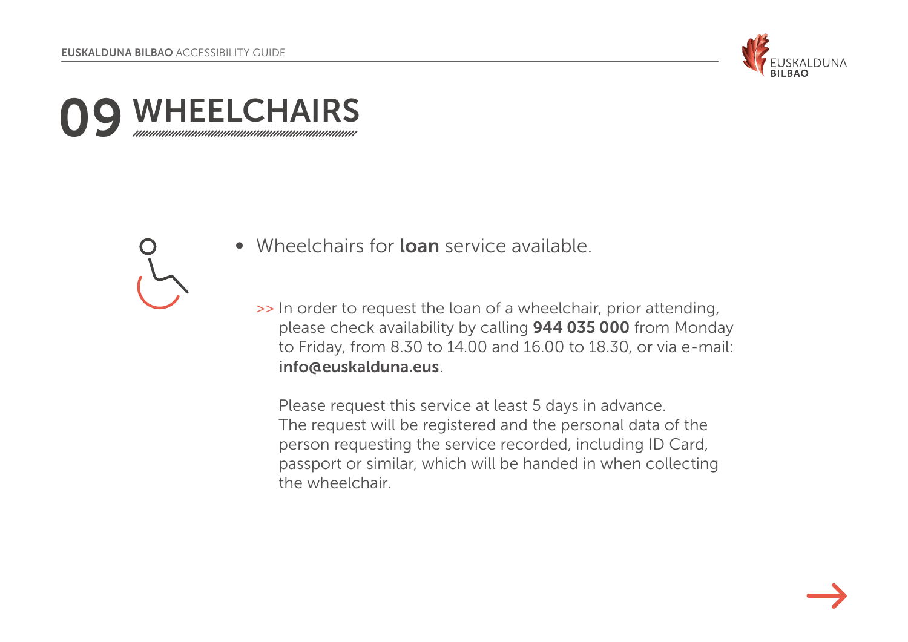# 09 WHEELCHAIRS

- Wheelchairs for **loan** service available.

>> In order to request the loan of a wheelchair, prior attending, please check availability by calling **944 035 000** from Monday to Friday, from 8.30 to 14.00 and 16.00 to 18.30, or via e-mail: **info@euskalduna.eus**.

Please request this service at least 5 days in advance. The request will be registered and the personal data of the person requesting the service recorded, including ID Card, passport or similar, which will be handed in when collecting the wheelchair.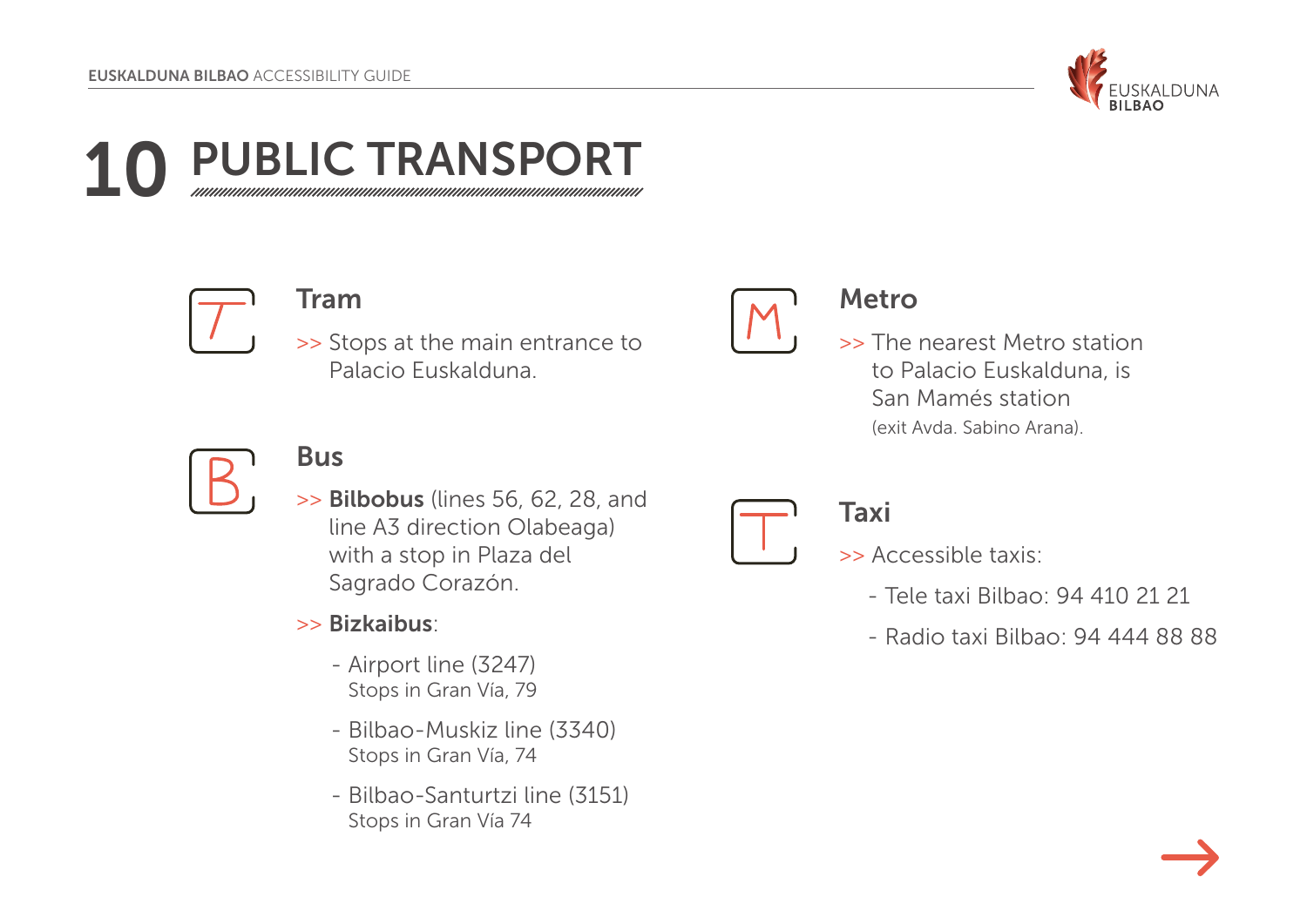# 10 PUBLIC TRANSPORT

## Tram

>> Stops at the main entrance to Palacio Euskalduna.

## Bus

>> **Bilbobus** (lines 56, 62, 28, and line A3 direction Olabeaga) with a stop in Plaza del Sagrado Corazón.

>> **Bizkaibus**:

- Airport line (3247)
  Stops in Gran Vía, 79
- Bilbao-Muskiz line (3340)
  Stops in Gran Vía, 74
- Bilbao-Santurtzi line (3151)
  Stops in Gran Vía 74

## Metro

>> The nearest Metro station to Palacio Euskalduna, is San Mamés station
(exit Avda. Sabino Arana).

## Taxi

>> Accessible taxis:

- Tele taxi Bilbao: 94 410 21 21
- Radio taxi Bilbao: 94 444 88 88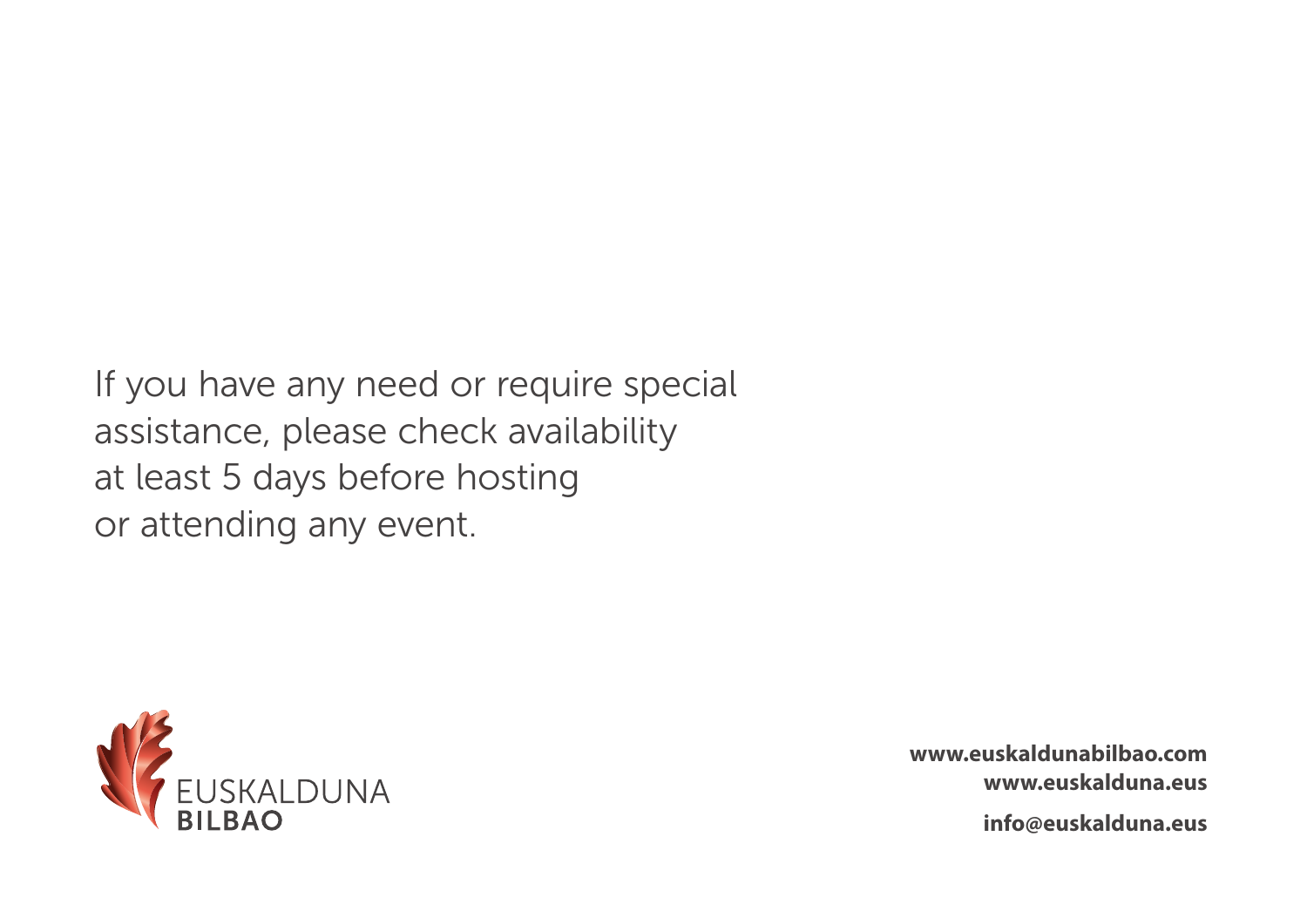If you have any need or require special assistance, please check availability at least 5 days before hosting or attending any event.

EUSKALDUNA
BILBAO

**www.euskaldunabilbao.com**
**www.euskalduna.eus**

**info@euskalduna.eus**